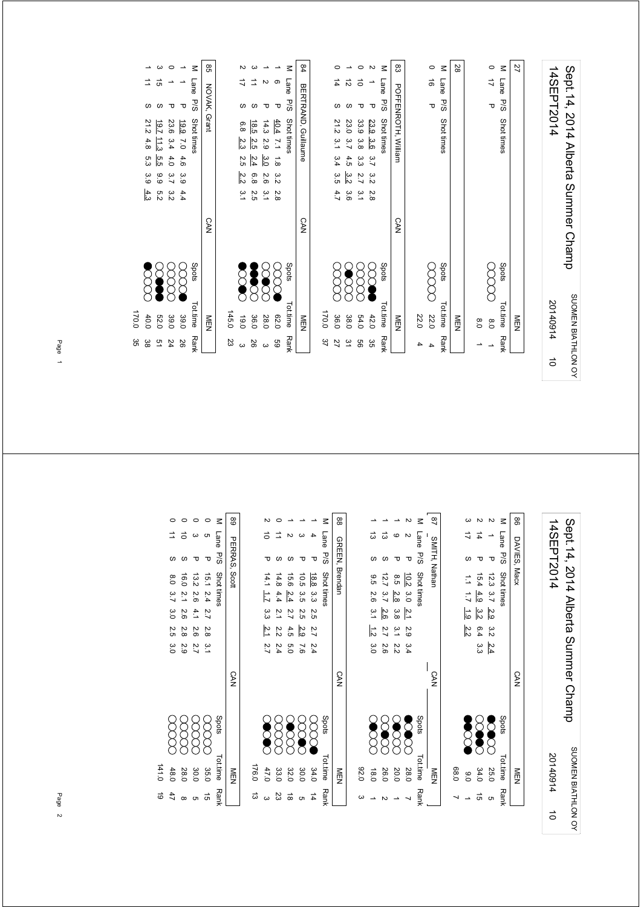# Sept.14, 2014 Alberta Summer Champ

14SEPT2014

SUOMEN BIATHLON OY

20140914 10

## 27 — MEN

| M | Lane | P/S | Shot times | Spots | Tot.time | Rank |
|---|---|---|---|---|---|---|
| 0 | 17 | P | | | 8.0 | 1 |
| | | | | | 8.0 | 1 |

## 28 — MEN

| M | Lane | P/S | Shot times | Spots | Tot.time | Rank |
|---|---|---|---|---|---|---|
| 0 | 16 | P | | | 22.0 | 4 |
| | | | | | 22.0 | 4 |

## 83 POFFENROTH, William — CAN — MEN

| M | Lane | P/S | Shot times | Spots | Tot.time | Rank |
|---|---|---|---|---|---|---|
| 2 | 1 | P | 23.9 3.6 3.7 3.2 2.8 | | 42.0 | 35 |
| 0 | 10 | P | 33.9 3.8 3.3 2.7 3.1 | | 54.0 | 56 |
| 1 | 12 | S | 23.0 3.7 4.5 3.2 3.6 | | 38.0 | 31 |
| 0 | 14 | S | 21.2 3.1 3.4 3.5 4.7 | | 36.0 | 27 |
| | | | | | 170.0 | 37 |

## 84 BERTRAND, Guillaume — CAN — MEN

| M | Lane | P/S | Shot times | Spots | Tot.time | Rank |
|---|---|---|---|---|---|---|
| 1 | 6 | P | 40.4 7.1 1.8 3.2 2.8 | | 62.0 | 59 |
| 1 | 2 | P | 14.3 2.9 3.0 2.6 3.1 | | 28.0 | 3 |
| 3 | 11 | S | 18.5 2.5 2.4 6.8 2.5 | | 36.0 | 26 |
| 2 | 17 | S | 6.8 2.3 2.5 2.2 3.1 | | 19.0 | 3 |
| | | | | | 145.0 | 23 |

## 85 NOVAK, Grant — CAN — MEN

| M | Lane | P/S | Shot times | Spots | Tot.time | Rank |
|---|---|---|---|---|---|---|
| 1 | 1 | P | 19.9 7.0 4.6 3.9 4.4 | | 39.0 | 26 |
| 0 | 1 | P | 23.6 3.4 4.0 3.7 3.2 | | 39.0 | 24 |
| 3 | 15 | S | 19.7 11.3 5.5 9.9 5.2 | | 52.0 | 51 |
| 1 | 11 | S | 21.2 4.8 5.3 3.9 4.3 | | 40.0 | 38 |
| | | | | | 170.0 | 35 |

# Sept.14, 2014 Alberta Summer Champ

14SEPT2014

SUOMEN BIATHLON OY

20140914 10

## 86 DAVIES, Macx — CAN — MEN

| M | Lane | P/S | Shot times | Spots | Tot.time | Rank |
|---|---|---|---|---|---|---|
| 2 | 1 | P | 12.3 3.7 2.9 3.2 2.4 | | 25.0 | 5 |
| 2 | 14 | P | 15.4 4.9 3.2 6.4 3.3 | | 34.0 | 15 |
| 3 | 17 | S | 1.1 1.7 1.9 2.2 | | 9.0 | 1 |
| | | | | | 68.0 | 7 |

## 87 SMITH, Nathan — CAN — MEN

| M | Lane | P/S | Shot times | Spots | Tot.time | Rank |
|---|---|---|---|---|---|---|
| 2 | 2 | P | 10.2 3.0 2.1 2.9 3.4 | | 28.0 | 7 |
| 1 | 9 | P | 8.5 2.8 3.8 3.1 2.2 | | 20.0 | 1 |
| 1 | 13 | S | 12.7 3.7 2.6 2.7 2.6 | | 26.0 | 2 |
| 1 | 13 | S | 9.5 2.6 3.1 1.2 3.0 | | 18.0 | 1 |
| | | | | | 92.0 | 3 |

## 88 GREEN, Brendan — CAN — MEN

| M | Lane | P/S | Shot times | Spots | Tot.time | Rank |
|---|---|---|---|---|---|---|
| 1 | 4 | P | 18.8 3.3 2.5 2.7 2.4 | | 34.0 | 14 |
| 1 | 3 | P | 10.5 3.5 2.5 2.9 7.6 | | 30.0 | 5 |
| 1 | 2 | S | 15.6 2.4 2.7 4.5 5.0 | | 32.0 | 18 |
| 0 | 11 | S | 14.8 4.4 2.1 2.2 2.4 | | 33.0 | 23 |
| 2 | 10 | P | 14.1 1.7 3.3 2.1 2.7 | | 47.0 | 3 |
| | | | | | 176.0 | 13 |

## 89 PERRAS, Scott — CAN — MEN

| M | Lane | P/S | Shot times | Spots | Tot.time | Rank |
|---|---|---|---|---|---|---|
| 0 | 5 | P | 15.1 2.4 2.7 2.8 3.1 | | 35.0 | 15 |
| 0 | 3 | P | 13.2 2.6 4.1 2.6 2.7 | | 30.0 | 5 |
| 0 | 10 | S | 16.0 2.1 2.6 2.8 2.9 | | 28.0 | 8 |
| 0 | 11 | S | 8.0 3.7 3.0 2.5 3.0 | | 48.0 | 47 |
| | | | | | 141.0 | 19 |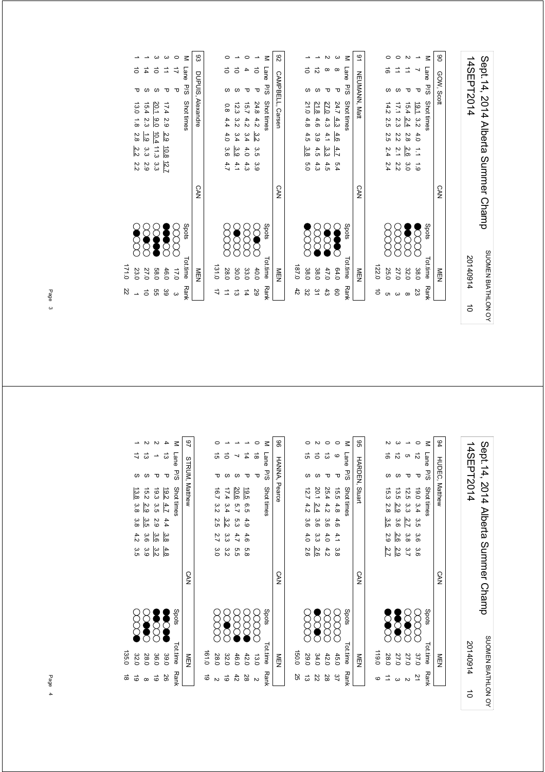# Sept.14, 2014 Alberta Summer Champ

14SEPT2014

SUOMEN BIATHLON OY 20140914 10

## 90 GOW, Scott — CAN — MEN

| M | Lane | P/S | Shot times | Spots | Tot.time | Rank |
|---|---|---|---|---|---|---|
| 1 | 7 | P | 19.1 3.2 4.0 1.1 1.9 | | 38.0 | 23 |
| 2 | 11 | P | 15.4 2.4 2.8 2.6 3.0 | | 32.0 | 8 |
| 0 | 11 | S | 17.1 2.3 2.2 2.1 2.2 | | 27.0 | 3 |
| 0 | 16 | S | 14.2 2.5 2.5 2.4 2.4 | | 25.0 | 5 |
| | | | | | 122.0 | 10 |

## 91 NEUMANN, Matt — CAN — MEN

| M | Lane | P/S | Shot times | Spots | Tot.time | Rank |
|---|---|---|---|---|---|---|
| 3 | 8 | P | 24.7 4.3 4.6 4.7 5.4 | | 64.0 | 60 |
| 2 | 8 | P | 27.0 4.3 4.1 3.3 4.5 | | 47.0 | 43 |
| 1 | 12 | S | 21.8 4.6 3.9 4.5 4.3 | | 38.0 | 31 |
| 1 | 10 | S | 21.0 4.8 4.5 3.8 5.0 | | 38.0 | 32 |
| | | | | | 187.0 | 42 |

## 92 CAMPBELL, Carsen — CAN — MEN

| M | Lane | P/S | Shot times | Spots | Tot.time | Rank |
|---|---|---|---|---|---|---|
| 1 | 10 | P | 24.8 4.2 3.2 3.5 3.9 | | 40.0 | 29 |
| 0 | 4 | P | 15.7 4.2 3.4 4.0 4.3 | | 33.0 | 14 |
| 1 | 10 | S | 12.3 3.2 3.4 3.9 4.1 | | 30.0 | 13 |
| 0 | 10 | S | 0.8 4.4 4.0 3.6 4.7 | | 28.0 | 11 |
| | | | | | 131.0 | 17 |

## 93 DUPUIS, Alexandre — CAN — MEN

| M | Lane | P/S | Shot times | Spots | Tot.time | Rank |
|---|---|---|---|---|---|---|
| 0 | 17 | P | | | 17.0 | 3 |
| 3 | 11 | P | 17.4 2.9 2.9 10.8 12.7 | | 46.0 | 39 |
| 3 | 10 | S | 20.1 9.0 10.4 11.3 3.3 | | 58.0 | 55 |
| 1 | 14 | S | 15.4 2.3 1.9 3.3 2.9 | | 27.0 | 10 |
| 1 | 10 | P | 13.0 1.8 2.8 2.2 2.2 | | 23.0 | 1 |
| | | | | | 171.0 | 22 |

# Sept.14, 2014 Alberta Summer Champ

14SEPT2014

SUOMEN BIATHLON OY 20140914 10

## 94 HUDEC, Matthew — CAN — MEN

| M | Lane | P/S | Shot times | Spots | Tot.time | Rank |
|---|---|---|---|---|---|---|
| 0 | 12 | P | 19.0 3.4 3.5 3.6 3.6 | | 37.0 | 21 |
| 1 | 5 | P | 12.5 3.3 2.7 3.8 3.7 | | 27.0 | 2 |
| 3 | 12 | S | 13.5 2.9 3.6 2.6 2.9 | | 27.0 | 3 |
| 2 | 16 | S | 15.3 2.8 3.5 2.9 2.7 | | 28.0 | 11 |
| | | | | | 119.0 | 9 |

## 95 HARDEN, Stuart — CAN — MEN

| M | Lane | P/S | Shot times | Spots | Tot.time | Rank |
|---|---|---|---|---|---|---|
| 0 | 9 | P | 15.5 4.8 4.6 4.1 3.8 | | 45.0 | 37 |
| 0 | 13 | P | 25.4 4.2 3.6 4.0 4.2 | | 42.0 | 28 |
| 2 | 10 | S | 20.1 2.4 3.6 3.3 2.6 | | 34.0 | 22 |
| 0 | 15 | S | 12.7 4.2 3.6 4.0 2.6 | | 29.0 | 13 |
| | | | | | 150.0 | 25 |

## 96 HANNA, Pearce — CAN — MEN

| M | Lane | P/S | Shot times | Spots | Tot.time | Rank |
|---|---|---|---|---|---|---|
| 0 | 18 | P | | | 13.0 | 2 |
| 1 | 14 | P | 19.5 6.5 4.9 4.6 5.8 | | 42.0 | 28 |
| 1 | 7 | S | 20.6 5.7 5.3 4.7 5.5 | | 46.0 | 42 |
| 1 | 10 | S | 17.4 3.4 3.2 3.3 3.2 | | 32.0 | 19 |
| 0 | 15 | P | 16.7 3.2 2.5 2.7 3.0 | | 28.0 | 2 |
| | | | | | 161.0 | 19 |

## 97 STRUM, Matthew — CAN — MEN

| M | Lane | P/S | Shot times | Spots | Tot.time | Rank |
|---|---|---|---|---|---|---|
| 4 | 13 | P | 19.2 4.7 4.4 3.8 4.8 | | 39.0 | 26 |
| 2 | 1 | P | 19.3 3.5 2.9 3.6 3.2 | | 36.0 | 19 |
| 2 | 13 | S | 15.2 2.9 3.5 3.6 3.9 | | 28.0 | 8 |
| 1 | 17 | S | 13.8 3.8 3.8 4.2 3.5 | | 32.0 | 19 |
| | | | | | 135.0 | 18 |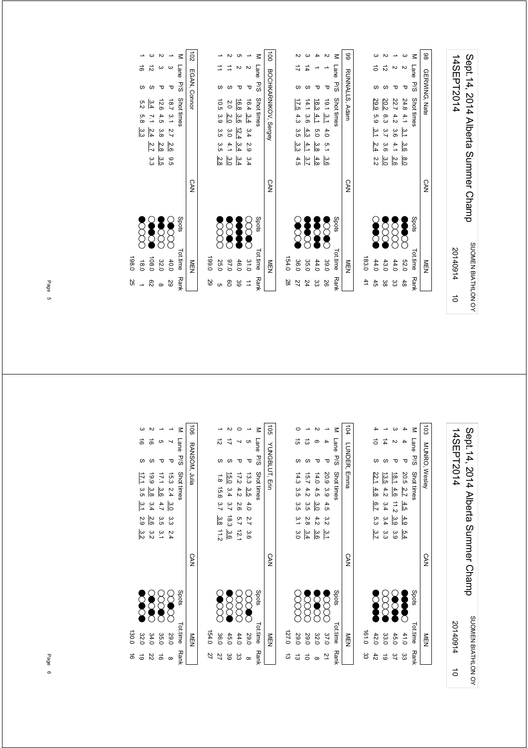# Sept.14, 2014 Alberta Summer Champ

14SEPT2014 — SUOMEN BIATHLON OY — 20140914 — 10

## 98 GERWING, Nate — CAN — MEN

| M | Lane | P/S | Shot times | Spots | Tot.time | Rank |
|---|---|---|---|---|---|---|
| 3 | 2 | P | 24.8 4.1 3.1 3.6 8.0 | | 52.0 | 48 |
| 1 | 2 | P | 22.7 4.2 3.6 4.1 2.6 | | 44.0 | 33 |
| 2 | 12 | S | 20.2 8.3 3.7 3.6 3.0 | | 43.0 | 38 |
| 3 | 10 | S | 29.9 5.9 3.1 2.4 2.2 | | 44.0 | 45 |
| | | | | | 183.0 | 41 |

## 99 RUNNALLS, Adam — CAN — MEN

| M | Lane | P/S | Shot times | Spots | Tot.time | Rank |
|---|---|---|---|---|---|---|
| 2 | 1 | P | 19.1 3.1 4.0 5.1 3.6 | | 39.0 | 26 |
| 4 | 1 | P | 18.3 4.1 5.0 3.8 4.8 | | 44.0 | 33 |
| 3 | 14 | S | 14.1 3.6 4.3 4.1 3.7 | | 35.0 | 24 |
| 2 | 17 | S | 17.5 4.3 3.5 3.3 4.5 | | 36.0 | 27 |
| | | | | | 154.0 | 28 |

## 100 BOCHKARNIKOV, Sergey — CAN — MEN

| M | Lane | P/S | Shot times | Spots | Tot.time | Rank |
|---|---|---|---|---|---|---|
| 1 | 2 | P | 16.4 3.4 3.4 2.9 3.4 | | 31.0 | 11 |
| 5 | 2 | P | 16.8 3.6 12.4 3.4 3.4 | | 46.0 | 39 |
| 2 | 11 | S | 2.0 2.0 3.0 4.1 3.0 | | 97.0 | 60 |
| 1 | 11 | S | 10.5 3.9 3.5 3.5 2.8 | | 25.0 | 5 |
| | | | | | 199.0 | 29 |

## 102 EGAN, Connor — CAN — MEN

| M | Lane | P/S | Shot times | Spots | Tot.time | Rank |
|---|---|---|---|---|---|---|
| 1 | 3 | P | 18.7 3.1 2.7 2.6 9.5 | | 40.0 | 29 |
| 2 | 3 | P | 12.6 4.5 3.8 2.8 3.5 | | 32.0 | 8 |
| 3 | 12 | S | 3.4 7.1 2.4 2.7 3.3 | | 108.0 | 62 |
| 1 | 16 | S | 5.2 5.8 3.3 | | 18.0 | 1 |
| | | | | | 198.0 | 25 |

# Sept.14, 2014 Alberta Summer Champ

14SEPT2014 — SUOMEN BIATHLON OY — 20140914 — 10

## 103 MUNRO, Wesley — CAN — MEN

| M | Lane | P/S | Shot times | Spots | Tot.time | Rank |
|---|---|---|---|---|---|---|
| 4 | 4 | P | 20.5 2.7 4.5 4.9 5.4 | | 41.0 | 33 |
| 3 | 2 | P | 18.1 4.6 11.2 3.9 3.9 | | 45.0 | 37 |
| 1 | 14 | S | 13.5 4.2 3.4 3.4 3.3 | | 33.0 | 19 |
| 4 | 10 | S | 22.1 4.8 6.7 5.3 3.7 | | 42.0 | 42 |
| | | | | | 161.0 | 33 |

## 104 LUNDER, Emma — CAN — MEN

| M | Lane | P/S | Shot times | Spots | Tot.time | Rank |
|---|---|---|---|---|---|---|
| 1 | 4 | P | 20.9 3.9 4.5 3.2 3.1 | | 37.0 | 21 |
| 2 | 6 | P | 14.0 4.5 3.0 4.2 3.6 | | 32.0 | 8 |
| 1 | 13 | S | 15.7 4.2 3.5 2.8 3.4 | | 29.0 | 10 |
| 0 | 15 | S | 14.3 3.5 3.5 3.1 3.0 | | 29.0 | 13 |
| | | | | | 127.0 | 13 |

## 105 YUNGBLUT, Erin — CAN — MEN

| M | Lane | P/S | Shot times | Spots | Tot.time | Rank |
|---|---|---|---|---|---|---|
| 1 | 5 | P | 13.3 3.5 4.0 2.7 3.6 | | 29.0 | 8 |
| 0 | 7 | P | 17.2 4.2 2.6 5.7 12.1 | | 44.0 | 33 |
| 2 | 17 | S | 15.0 3.4 3.7 18.3 3.6 | | 45.0 | 39 |
| 1 | 12 | S | 1.8 15.6 3.7 3.8 11.2 | | 36.0 | 27 |
| | | | | | 154.0 | 27 |

## 106 RANSOM, Julia — CAN — MEN

| M | Lane | P/S | Shot times | Spots | Tot.time | Rank |
|---|---|---|---|---|---|---|
| 1 | 7 | P | 15.3 2.4 3.0 3.3 2.4 | | 29.0 | 8 |
| 1 | 5 | P | 17.1 3.6 4.7 3.5 3.1 | | 35.0 | 16 |
| 2 | 16 | S | 19.9 3.8 3.4 2.6 3.2 | | 34.0 | 22 |
| 3 | 16 | S | 17.1 3.5 3.1 2.9 3.2 | | 32.0 | 19 |
| | | | | | 130.0 | 16 |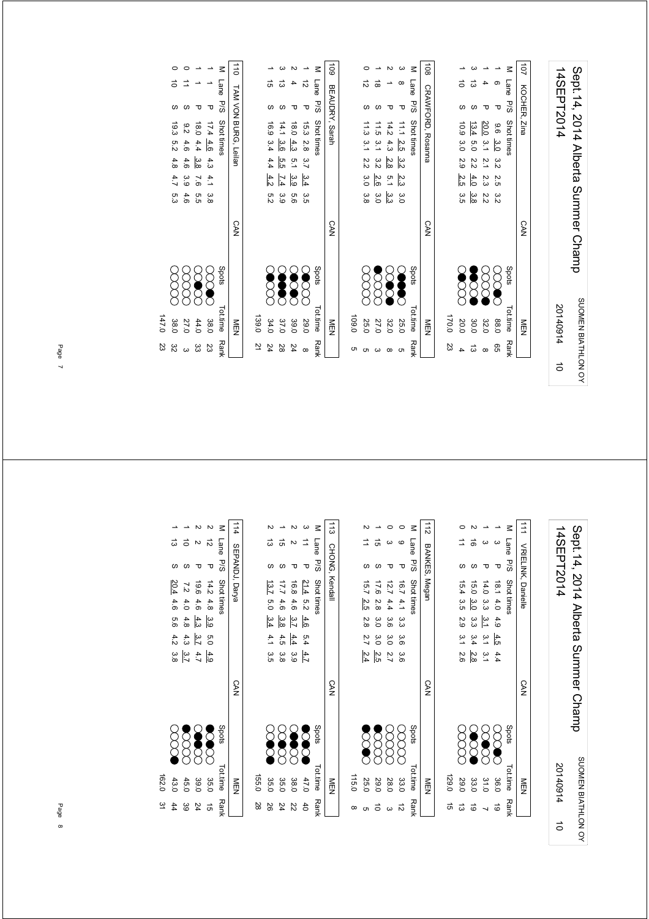# Sept.14, 2014 Alberta Summer Champ

14SEPT2014

SUOMEN BIATHLON OY 20140914 10

## 107 KOCHER, Zina — CAN — MEN

| M | Lane | P/S | Shot times | | | | | Spots | Tot.time | Rank |
|---|---|---|---|---|---|---|---|---|---|---|
| 1 | 6 | P | 9.6 | 3.0 | 3.2 | 2.5 | 3.2 | | 88.0 | 65 |
| 1 | 4 | P | 20.0 | 3.1 | 2.1 | 2.3 | 2.2 | | 32.0 | 8 |
| 3 | 13 | S | 13.4 | 5.0 | 2.2 | 4.0 | 3.8 | | 30.0 | 13 |
| 1 | 10 | S | 10.9 | 3.0 | 2.9 | 2.5 | 3.5 | | 20.0 | 4 |
| | | | | | | | | | 170.0 | 23 |

## 108 CRAWFORD, Rosanna — CAN — MEN

| M | Lane | P/S | Shot times | | | | | Spots | Tot.time | Rank |
|---|---|---|---|---|---|---|---|---|---|---|
| 3 | 8 | P | 11.1 | 2.5 | 3.2 | 2.3 | 3.0 | | 25.0 | 5 |
| 2 | 1 | P | 14.2 | 4.3 | 2.8 | 5.1 | 3.3 | | 32.0 | 8 |
| 1 | 18 | S | 11.5 | 3.1 | 3.2 | 2.6 | 3.0 | | 27.0 | 3 |
| 0 | 12 | S | 11.3 | 3.1 | 2.2 | 3.0 | 3.8 | | 25.0 | 5 |
| | | | | | | | | | 109.0 | 5 |

## 109 BEAUDRY, Sarah — CAN — MEN

| M | Lane | P/S | Shot times | | | | | Spots | Tot.time | Rank |
|---|---|---|---|---|---|---|---|---|---|---|
| 1 | 12 | P | 15.3 | 2.8 | 3.7 | 3.4 | 3.5 | | 29.0 | 8 |
| 2 | 4 | P | 18.0 | 4.3 | 5.1 | 3.9 | 5.6 | | 39.0 | 24 |
| 3 | 13 | S | 14.1 | 3.6 | 5.5 | 7.4 | 3.9 | | 37.0 | 28 |
| 1 | 15 | S | 16.9 | 3.4 | 4.4 | 4.2 | 5.2 | | 34.0 | 24 |
| | | | | | | | | | 139.0 | 21 |

## 110 TAM VON BURG, Leilan — CAN — MEN

| M | Lane | P/S | Shot times | | | | | Spots | Tot.time | Rank |
|---|---|---|---|---|---|---|---|---|---|---|
| 1 | 1 | P | 17.4 | 4.6 | 4.3 | 4.1 | 3.8 | | 38.0 | 23 |
| 1 | 1 | P | 18.0 | 4.4 | 3.8 | 7.6 | 5.5 | | 44.0 | 33 |
| 0 | 11 | S | 9.2 | 4.6 | 4.6 | 3.9 | 4.6 | | 27.0 | 3 |
| 0 | 10 | S | 19.3 | 5.2 | 4.8 | 4.7 | 5.3 | | 38.0 | 32 |
| | | | | | | | | | 147.0 | 23 |

# Sept.14, 2014 Alberta Summer Champ

14SEPT2014

SUOMEN BIATHLON OY 20140914 10

## 111 VRIELINK, Danielle — CAN — MEN

| M | Lane | P/S | Shot times | | | | | Spots | Tot.time | Rank |
|---|---|---|---|---|---|---|---|---|---|---|
| 1 | 3 | P | 18.1 | 4.0 | 4.9 | 4.5 | 4.4 | | 36.0 | 19 |
| 1 | 3 | P | 14.0 | 3.3 | 3.1 | 3.1 | 3.1 | | 31.0 | 7 |
| 2 | 16 | S | 15.0 | 3.0 | 3.3 | 3.4 | 2.8 | | 33.0 | 19 |
| 0 | 11 | S | 15.4 | 3.5 | 2.9 | 3.1 | 2.6 | | 29.0 | 13 |
| | | | | | | | | | 129.0 | 15 |

## 112 BANKES, Megan — CAN — MEN

| M | Lane | P/S | Shot times | | | | | Spots | Tot.time | Rank |
|---|---|---|---|---|---|---|---|---|---|---|
| 0 | 9 | P | 16.7 | 4.1 | 3.3 | 3.6 | 3.6 | | 33.0 | 12 |
| 0 | 3 | P | 12.7 | 4.4 | 3.6 | 3.0 | 2.7 | | 28.0 | 3 |
| 1 | 15 | S | 17.6 | 2.8 | 3.0 | 3.0 | 2.5 | | 29.0 | 10 |
| 2 | 11 | S | 15.7 | 2.5 | 2.8 | 2.7 | 2.4 | | 25.0 | 5 |
| | | | | | | | | | 115.0 | 8 |

## 113 CHONG, Kendall — CAN — MEN

| M | Lane | P/S | Shot times | | | | | Spots | Tot.time | Rank |
|---|---|---|---|---|---|---|---|---|---|---|
| 3 | 11 | P | 21.4 | 5.2 | 4.6 | 5.4 | 4.7 | | 47.0 | 40 |
| 2 | 2 | P | 16.8 | 4.6 | 3.7 | 4.4 | 3.9 | | 38.0 | 22 |
| 1 | 15 | S | 17.7 | 4.6 | 3.8 | 4.5 | 3.8 | | 35.0 | 24 |
| 2 | 13 | S | 13.7 | 5.0 | 3.4 | 4.1 | 3.5 | | 35.0 | 26 |
| | | | | | | | | | 155.0 | 28 |

## 114 SEPANDJ, Darya — CAN — MEN

| M | Lane | P/S | Shot times | | | | | Spots | Tot.time | Rank |
|---|---|---|---|---|---|---|---|---|---|---|
| 2 | 12 | P | 14.2 | 4.8 | 3.9 | 5.0 | 4.9 | | 35.0 | 15 |
| 2 | 2 | P | 19.6 | 4.6 | 4.3 | 3.7 | 4.7 | | 39.0 | 24 |
| 1 | 10 | S | 7.2 | 4.0 | 4.8 | 4.3 | 3.7 | | 45.0 | 39 |
| 1 | 13 | S | 20.4 | 4.6 | 5.6 | 4.2 | 3.8 | | 43.0 | 44 |
| | | | | | | | | | 162.0 | 31 |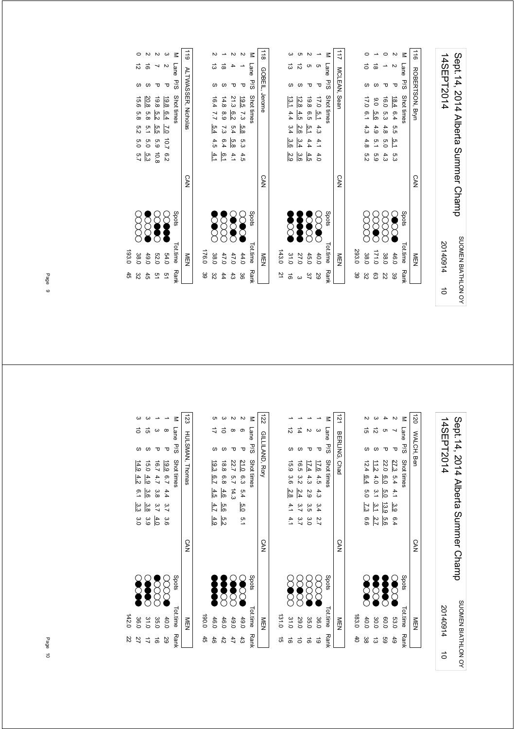# Sept.14, 2014 Alberta Summer Champ

14SEPT2014 — SUOMEN BIATHLON OY — 20140914 — 10

## 116 ROBERTSON, Bryn — CAN — MEN

| M | Lane | P/S | Shot times | Spots | Tot.time | Rank |
|---|---|---|---|---|---|---|
| 2 | 2 | P | 18.4 6.4 5.5 5.1 5.3 | | 46.0 | 39 |
| 0 | 1 | P | 16.0 5.3 4.8 5.0 4.3 | | 38.0 | 22 |
| 1 | 18 | S | 9.0 5.6 4.9 5.1 5.9 | | 171.0 | 63 |
| 0 | 10 | S | 17.0 6.1 4.3 4.8 5.2 | | 38.0 | 32 |
| | | | | | 293.0 | 39 |

## 117 MCLEAN, Sean — CAN — MEN

| M | Lane | P/S | Shot times | Spots | Tot.time | Rank |
|---|---|---|---|---|---|---|
| 1 | 5 | P | 17.0 5.1 4.3 4.1 4.0 | | 40.0 | 29 |
| 2 | 5 | P | 19.8 6.5 5.1 4.4 4.5 | | 45.0 | 37 |
| 5 | 12 | S | 12.8 4.5 2.6 3.4 3.6 | | 27.0 | 3 |
| 3 | 13 | S | 13.1 4.4 3.4 3.6 2.9 | | 31.0 | 16 |
| | | | | | 143.0 | 21 |

## 118 GOBEIL, Jerome — CAN — MEN

| M | Lane | P/S | Shot times | Spots | Tot.time | Rank |
|---|---|---|---|---|---|---|
| 2 | 1 | P | 19.5 7.3 5.8 5.3 4.5 | | 44.0 | 36 |
| 2 | 4 | P | 21.3 6.2 5.4 5.8 4.1 | | 47.0 | 43 |
| 1 | 18 | S | 14.8 8.9 7.3 6.4 6.1 | | 47.0 | 44 |
| 2 | 13 | S | 16.4 7.7 5.4 4.5 4.1 | | 38.0 | 32 |
| | | | | | 176.0 | 39 |

## 119 ALTWASSER, Nicholas — CAN — MEN

| M | Lane | P/S | Shot times | Spots | Tot.time | Rank |
|---|---|---|---|---|---|---|
| 3 | 2 | P | 19.8 6.4 7.0 10.7 6.2 | | 54.0 | 51 |
| 2 | 7 | P | 19.8 5.2 5.5 5.9 10.8 | | 52.0 | 51 |
| 2 | 16 | S | 20.8 5.8 5.1 5.0 5.3 | | 49.0 | 45 |
| 0 | 12 | S | 15.6 5.8 5.2 5.0 5.7 | | 38.0 | 32 |
| | | | | | 193.0 | 45 |

# Sept.14, 2014 Alberta Summer Champ

14SEPT2014 — SUOMEN BIATHLON OY — 20140914 — 10

## 120 WALCH, Ben — CAN — MEN

| M | Lane | P/S | Shot times | Spots | Tot.time | Rank |
|---|---|---|---|---|---|---|
| 2 | 7 | P | 27.3 5.4 4.1 3.9 6.4 | | 53.0 | 49 |
| 4 | 5 | P | 22.0 6.0 5.0 13.9 5.6 | | 60.0 | 59 |
| 3 | 12 | S | 11.2 4.0 3.1 3.1 2.7 | | 30.0 | 13 |
| 2 | 15 | S | 12.4 6.4 5.0 7.3 6.6 | | 40.0 | 38 |
| | | | | | 183.0 | 40 |

## 121 BERLING, Chad — CAN — MEN

| M | Lane | P/S | Shot times | Spots | Tot.time | Rank |
|---|---|---|---|---|---|---|
| 1 | 3 | P | 17.6 4.5 4.3 3.4 2.7 | | 36.0 | 19 |
| 1 | 2 | P | 17.4 4.3 2.9 3.5 3.0 | | 35.0 | 16 |
| 1 | 14 | S | 16.5 3.2 2.4 3.7 3.7 | | 29.0 | 10 |
| 1 | 12 | S | 15.9 3.6 2.8 4.1 4.1 | | 31.0 | 16 |
| | | | | | 131.0 | 15 |

## 122 GILLILAND, Rory — CAN — MEN

| M | Lane | P/S | Shot times | Spots | Tot.time | Rank |
|---|---|---|---|---|---|---|
| 2 | 6 | P | 21.0 6.3 5.4 5.0 5.1 | | 49.0 | 43 |
| 2 | 8 | P | 22.7 5.7 14.3 | | 49.0 | 47 |
| 3 | 10 | S | 18.8 6.8 4.6 5.6 5.2 | | 46.0 | 42 |
| 5 | 17 | S | 19.3 6.7 4.5 4.7 4.9 | | 46.0 | 46 |
| | | | | | 190.0 | 45 |

## 123 HULSMAN, Thomas — CAN — MEN

| M | Lane | P/S | Shot times | Spots | Tot.time | Rank |
|---|---|---|---|---|---|---|
| 1 | 8 | P | 19.9 6.7 4.4 3.7 3.6 | | 40.0 | 29 |
| 1 | 3 | P | 16.7 4.7 3.8 3.7 4.0 | | 35.0 | 16 |
| 3 | 15 | S | 15.0 4.9 3.6 3.8 3.9 | | 31.0 | 17 |
| 3 | 10 | S | 14.9 4.2 6.1 3.3 3.0 | | 36.0 | 27 |
| | | | | | 142.0 | 22 |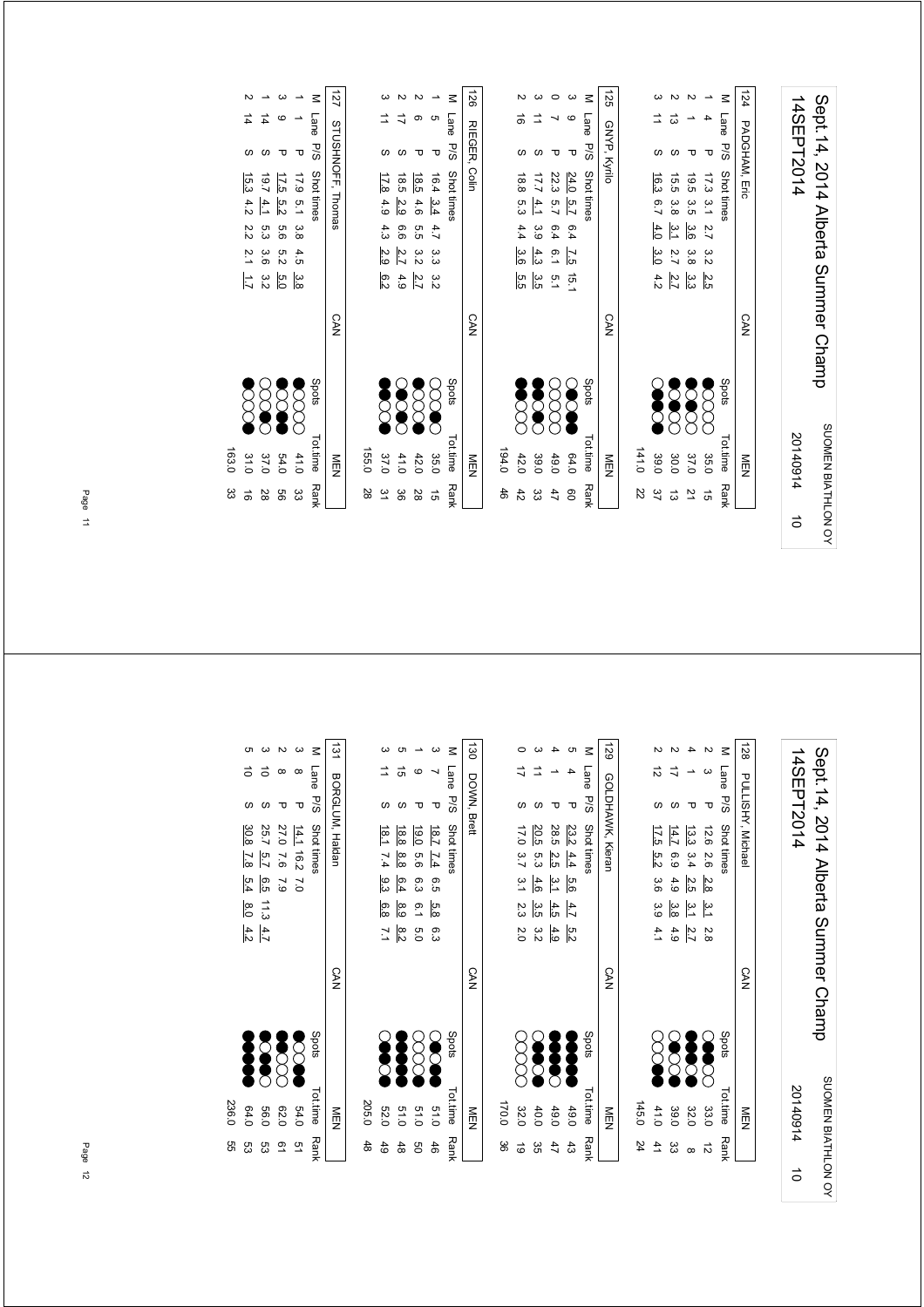# Sept.14, 2014 Alberta Summer Champ

14SEPT2014 — SUOMEN BIATHLON OY — 20140914 10

## 124 PADGHAM, Eric — CAN — MEN

| M | Lane | P/S | Shot times | Tot.time | Rank |
|---|---|---|---|---|---|
| 1 | 4 | P | 17.3 3.1 2.7 3.2 2.5 | 35.0 | 15 |
| 2 | 1 | P | 19.5 3.5 3.6 3.8 3.3 | 37.0 | 21 |
| 2 | 13 | S | 15.5 3.8 3.1 2.7 2.7 | 30.0 | 13 |
| 3 | 11 | S | 16.3 6.7 4.0 3.0 4.2 | 39.0 | 37 |
| | | | | 141.0 | 22 |

## 125 GNYP, Kyrilo — CAN — MEN

| M | Lane | P/S | Shot times | Tot.time | Rank |
|---|---|---|---|---|---|
| 3 | 9 | P | 24.0 5.7 6.4 7.5 15.1 | 64.0 | 60 |
| 0 | 7 | P | 22.3 5.7 6.4 6.1 5.1 | 49.0 | 47 |
| 3 | 11 | S | 17.7 4.1 3.9 4.3 3.5 | 39.0 | 33 |
| 2 | 16 | S | 18.8 5.3 4.4 3.6 5.5 | 42.0 | 42 |
| | | | | 194.0 | 46 |

## 126 RIEGER, Colin — CAN — MEN

| M | Lane | P/S | Shot times | Tot.time | Rank |
|---|---|---|---|---|---|
| 1 | 5 | P | 16.4 3.4 4.7 3.3 3.2 | 35.0 | 15 |
| 2 | 6 | P | 18.5 4.6 5.5 3.2 2.7 | 42.0 | 28 |
| 2 | 17 | S | 18.5 2.9 6.6 2.7 4.9 | 41.0 | 36 |
| 3 | 11 | S | 17.8 4.9 4.3 2.9 6.2 | 37.0 | 31 |
| | | | | 155.0 | 28 |

## 127 STUSHNOFF, Thomas — CAN — MEN

| M | Lane | P/S | Shot times | Tot.time | Rank |
|---|---|---|---|---|---|
| 1 | 1 | P | 17.9 5.1 3.8 4.5 3.8 | 41.0 | 33 |
| 3 | 9 | P | 17.5 5.2 5.6 5.2 5.0 | 54.0 | 56 |
| 1 | 14 | S | 19.7 4.1 5.3 3.6 3.2 | 37.0 | 28 |
| 2 | 14 | S | 15.3 4.2 2.2 2.1 1.7 | 31.0 | 16 |
| | | | | 163.0 | 33 |

# Sept.14, 2014 Alberta Summer Champ

14SEPT2014 — SUOMEN BIATHLON OY — 20140914 10

## 128 PULLISHY, Michael — CAN — MEN

| M | Lane | P/S | Shot times | Tot.time | Rank |
|---|---|---|---|---|---|
| 2 | 3 | P | 12.6 2.6 2.8 3.1 2.8 | 33.0 | 12 |
| 4 | 1 | P | 13.3 3.4 2.5 3.1 2.7 | 32.0 | 8 |
| 2 | 17 | S | 14.7 6.9 4.9 3.8 4.9 | 39.0 | 33 |
| 2 | 12 | S | 17.5 5.2 3.6 3.9 4.1 | 41.0 | 41 |
| | | | | 145.0 | 24 |

## 129 GOLDHAWK, Kieran — CAN — MEN

| M | Lane | P/S | Shot times | Tot.time | Rank |
|---|---|---|---|---|---|
| 5 | 4 | P | 23.2 4.4 5.6 4.7 5.2 | 49.0 | 43 |
| 4 | 1 | P | 28.5 2.5 3.1 4.5 4.9 | 49.0 | 47 |
| 3 | 11 | S | 20.5 5.3 4.6 3.5 3.2 | 40.0 | 35 |
| 0 | 17 | S | 17.0 3.7 3.1 2.3 2.0 | 32.0 | 19 |
| | | | | 170.0 | 36 |

## 130 DOWN, Brett — CAN — MEN

| M | Lane | P/S | Shot times | Tot.time | Rank |
|---|---|---|---|---|---|
| 3 | 7 | P | 18.7 7.4 6.5 5.8 6.3 | 51.0 | 46 |
| 1 | 9 | P | 19.0 5.6 6.3 6.1 5.0 | 51.0 | 50 |
| 5 | 15 | S | 18.8 8.8 6.4 8.9 8.2 | 51.0 | 48 |
| 3 | 11 | S | 18.1 7.4 9.3 6.8 7.1 | 52.0 | 49 |
| | | | | 205.0 | 48 |

## 131 BORGLUM, Haldan — CAN — MEN

| M | Lane | P/S | Shot times | Tot.time | Rank |
|---|---|---|---|---|---|
| 3 | 8 | P | 14.1 16.2 7.0 | 54.0 | 51 |
| 2 | 8 | P | 27.0 7.6 7.9 | 62.0 | 61 |
| 3 | 10 | S | 25.7 5.7 6.5 11.3 4.7 | 56.0 | 53 |
| 5 | 10 | S | 30.8 7.8 5.4 8.0 4.2 | 64.0 | 53 |
| | | | | 236.0 | 55 |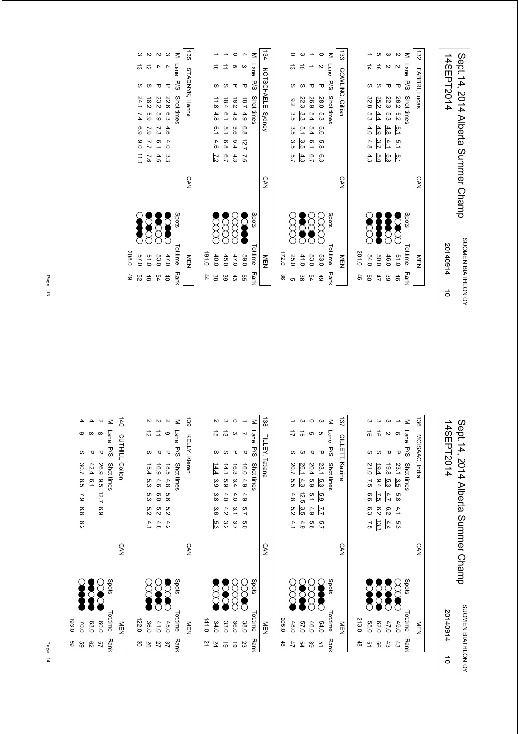| 132 | FABBRI, Lucas | | | | CAN | MEN |
|---|---|---|---|---|---|---|
| M | Lane | P/S | Shot times | Spots | Tot.time | Rank |
| 2 | 2 | P | 26.2 5.2 5.1 5.1 5.1 | ○○●○● | 51.0 | 46 |
| 3 | 2 | P | 22.3 5.3 4.8 4.1 5.8 | ○○●●● | 46.0 | 39 |
| 5 | 16 | S | 25.2 4.4 4.9 3.7 5.0 | ●●●●● | 50.0 | 47 |
| 1 | 14 | S | 32.8 5.3 4.0 4.8 4.3 | ○○○●○ | 54.0 | 50 |
| | | | | | 201.0 | 46 |

| 133 | GOWLING, Gillian | | | | CAN | MEN |
|---|---|---|---|---|---|---|
| M | Lane | P/S | Shot times | Spots | Tot.time | Rank |
| 0 | 2 | P | 28.0 5.3 5.0 5.8 6.3 | ○○○○○ | 53.0 | 49 |
| 1 | 1 | P | 26.9 5.4 6.1 6.7 | ○●○○○ | 53.0 | 54 |
| 3 | 10 | S | 22.3 3.3 5.1 3.5 4.3 | ○●○●● | 41.0 | 36 |
| 0 | 13 | S | 9.2 3.5 3.5 3.5 5.7 | ○○○○○ | 25.0 | 5 |
| | | | | | 172.0 | 36 |

| 134 | NOTSCHAELE, Sydney | | | | CAN | MEN |
|---|---|---|---|---|---|---|
| M | Lane | P/S | Shot times | Spots | Tot.time | Rank |
| 4 | 3 | P | 18.7 4.9 6.8 12.7 7.6 | ●●●○● | 59.0 | 55 |
| 0 | 6 | P | 18.2 4.8 9.6 5.4 4.3 | ○○○○○ | 47.0 | 43 |
| 1 | 11 | S | 18.4 6.1 5.1 6.8 6.7 | ○○○○● | 45.0 | 39 |
| 1 | 18 | S | 11.8 4.8 6.1 4.6 7.2 | ○○○○● | 40.0 | 38 |
| | | | | | 191.0 | 44 |

| 135 | STADNYK, Hanne | | | | CAN | MEN |
|---|---|---|---|---|---|---|
| M | Lane | P/S | Shot times | Spots | Tot.time | Rank |
| 3 | 4 | P | 22.6 6.3 4.6 4.0 3.3 | ○●●○● | 47.0 | 40 |
| 2 | 4 | P | 23.2 5.9 7.3 6.1 4.6 | ○○○●● | 53.0 | 54 |
| 2 | 12 | S | 18.2 5.9 7.9 7.7 7.6 | ○○●○● | 51.0 | 48 |
| 3 | 13 | S | 24.1 7.4 6.9 9.0 11.1 | ○●●●○ | 57.0 | 52 |
| | | | | | 208.0 | 49 |

| 136 | MCISAAC, India | | | | CAN | MEN |
|---|---|---|---|---|---|---|
| M | Lane | P/S | Shot times | Spots | Tot.time | Rank |
| 1 | 6 | P | 23.1 3.5 5.8 4.1 5.3 | ○●○○○ | 49.0 | 43 |
| 3 | 2 | P | 19.8 5.3 4.7 6.2 4.4 | ○●●○● | 47.0 | 43 |
| 3 | 16 | S | 19.4 9.4 7.5 6.2 13.3 | ●○●○● | 62.0 | 56 |
| 3 | 16 | S | 21.0 7.5 6.6 6.3 7.5 | ○●●○● | 55.0 | 51 |
| | | | | | 213.0 | 48 |

| 137 | GILLETT, Katrine | | | | CAN | MEN |
|---|---|---|---|---|---|---|
| M | Lane | P/S | Shot times | Spots | Tot.time | Rank |
| 3 | 5 | P | 23.1 5.3 5.9 7.7 5.7 | ○●●●○ | 54.0 | 51 |
| 0 | 5 | P | 20.4 5.9 5.1 4.9 5.6 | ○○○○○ | 46.0 | 39 |
| 3 | 15 | S | 26.1 4.3 12.5 3.5 4.9 | ●●○●○ | 57.0 | 54 |
| 1 | 17 | S | 20.7 5.5 4.8 5.2 4.1 | ●○○○○ | 48.0 | 47 |
| | | | | | 205.0 | 48 |

| 138 | TILLEY, Tatiana | | | | CAN | MEN |
|---|---|---|---|---|---|---|
| M | Lane | P/S | Shot times | Spots | Tot.time | Rank |
| 1 | 7 | P | 16.0 4.9 4.9 5.7 5.0 | ○●○○○ | 38.0 | 23 |
| 0 | 3 | P | 16.3 3.4 4.0 3.1 3.7 | ○○○○○ | 36.0 | 19 |
| 3 | 13 | S | 14.1 5.9 4.0 4.2 3.2 | ●○●○● | 33.0 | 19 |
| 2 | 15 | S | 14.4 3.9 3.8 3.6 5.3 | ●○○○● | 34.0 | 24 |
| | | | | | 141.0 | 21 |

| 139 | KELLY, Kieran | | | | CAN | MEN |
|---|---|---|---|---|---|---|
| M | Lane | P/S | Shot times | Spots | Tot.time | Rank |
| 2 | 9 | P | 18.5 4.8 5.6 5.2 4.2 | ○●○○● | 45.0 | 37 |
| 2 | 11 | P | 16.9 4.6 6.0 5.2 4.8 | ○●●○○ | 41.0 | 27 |
| 2 | 12 | S | 15.4 5.3 5.3 5.2 4.1 | ●●○○○ | 36.0 | 26 |
| | | | | | 122.0 | 30 |

| 140 | CUTHILL, Colton | | | | CAN | MEN |
|---|---|---|---|---|---|---|
| M | Lane | P/S | Shot times | Spots | Tot.time | Rank |
| 2 | 8 | P | 26.9 9.5 12.7 6.9 | ●●○○○ | 60.0 | 57 |
| 4 | 8 | P | 42.4 6.1 | ●●●●○ | 63.0 | 62 |
| 4 | 9 | S | 30.7 8.5 7.9 6.8 8.2 | ●●●●○ | 70.0 | 59 |
| | | | | | 193.0 | 59 |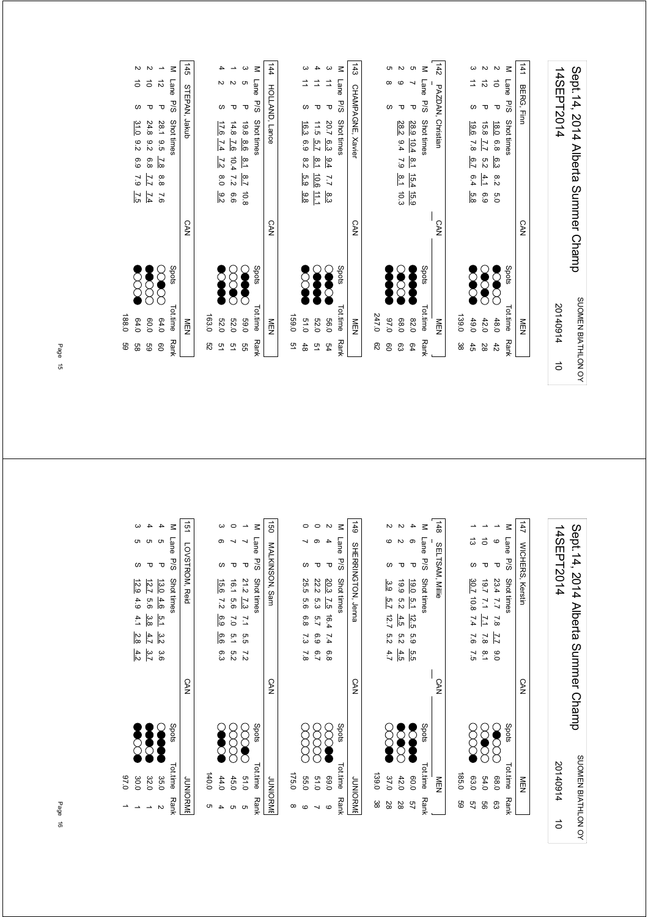# Sept. 14, 2014 Alberta Summer Champ

SUOMEN BIATHLON OY

14SEPT2014 — 20140914 — 10

## 141 BERG, Finn — CAN — MEN

| M | Lane | P/S | Shot times | | | | | Spots | Tot.time | Rank |
|---|---|---|---|---|---|---|---|---|---|---|
| 1 | 9 | P | 18.0 | 6.8 | 6.3 | 8.2 | 5.0 | | 48.0 | 42 |
| 2 | 10 | P | 15.8 | 7.7 | 5.2 | 4.1 | 6.9 | | 42.0 | 28 |
| 2 | 12 | S | 19.6 | 7.8 | 6.7 | 6.4 | 5.8 | | 49.0 | 45 |
| 3 | 11 | | | | | | | | 139.0 | 38 |

## 142 PAZDAN, Christian — CAN — MEN

| M | Lane | P/S | Shot times | | | | | Spots | Tot.time | Rank |
|---|---|---|---|---|---|---|---|---|---|---|
| 5 | 7 | P | 28.9 | 10.4 | 8.1 | 15.4 | 15.9 | | 82.0 | 64 |
| 2 | 9 | P | 28.2 | 9.4 | 7.9 | 8.1 | 10.3 | | 68.0 | 63 |
| 5 | 8 | S | | | | | | | 97.0 | 60 |
| | | | | | | | | | 247.0 | 62 |

## 143 CHAMPAGNE, Xavier — CAN — MEN

| M | Lane | P/S | Shot times | | | | | Spots | Tot.time | Rank |
|---|---|---|---|---|---|---|---|---|---|---|
| 3 | 11 | P | 20.7 | 6.3 | 9.4 | 7.7 | 8.3 | | 56.0 | 54 |
| 4 | 11 | P | 11.5 | 5.7 | 8.1 | 10.6 | 11.1 | | 52.0 | 51 |
| 3 | 11 | S | 16.3 | 6.9 | 8.2 | 5.9 | 9.8 | | 51.0 | 48 |
| | | | | | | | | | 159.0 | 51 |

## 144 HOLLAND, Lance — CAN — MEN

| M | Lane | P/S | Shot times | | | | | Spots | Tot.time | Rank |
|---|---|---|---|---|---|---|---|---|---|---|
| 3 | 5 | P | 19.8 | 8.6 | 8.1 | 8.7 | 10.8 | | 59.0 | 55 |
| 1 | 2 | P | 14.8 | 7.6 | 10.4 | 7.2 | 6.6 | | 52.0 | 51 |
| 4 | 2 | S | 17.6 | 7.4 | 7.2 | 8.0 | 9.2 | | 52.0 | 51 |
| | | | | | | | | | 163.0 | 52 |

## 145 STEPAN, Jakub — CAN — MEN

| M | Lane | P/S | Shot times | | | | | Spots | Tot.time | Rank |
|---|---|---|---|---|---|---|---|---|---|---|
| 1 | 12 | P | 28.1 | 9.5 | 7.8 | 8.8 | 7.6 | | 64.0 | 60 |
| 2 | 10 | P | 24.8 | 9.2 | 6.8 | 7.7 | 7.4 | | 60.0 | 59 |
| 2 | 10 | S | 31.0 | 9.2 | 6.9 | 7.9 | 7.5 | | 64.0 | 58 |
| | | | | | | | | | 188.0 | 59 |

# Sept.14, 2014 Alberta Summer Champ

SUOMEN BIATHLON OY

14SEPT2014 — 20140914 — 10

## 147 WICHERS, Kerstin — CAN — MEN

| M | Lane | P/S | Shot times | | | | | Spots | Tot.time | Rank |
|---|---|---|---|---|---|---|---|---|---|---|
| 1 | 9 | P | 23.4 | 7.7 | 7.8 | 7.7 | 9.0 | | 68.0 | 63 |
| 1 | 10 | P | 19.7 | 7.1 | 7.1 | 7.8 | 8.1 | | 54.0 | 56 |
| 1 | 13 | S | 30.7 | 10.8 | 7.4 | 7.6 | 7.5 | | 63.0 | 57 |
| | | | | | | | | | 185.0 | 59 |

## 148 SELTSAM, Mille — CAN — MEN

| M | Lane | P/S | Shot times | | | | | Spots | Tot.time | Rank |
|---|---|---|---|---|---|---|---|---|---|---|
| 4 | 6 | P | 19.0 | 5.1 | 12.5 | 5.9 | 5.5 | | 60.0 | 57 |
| 2 | 2 | P | 19.9 | 5.2 | 4.5 | 5.2 | 4.5 | | 42.0 | 28 |
| 2 | 9 | S | 3.9 | 5.7 | 12.7 | 5.2 | 4.7 | | 37.0 | 28 |
| | | | | | | | | | 139.0 | 38 |

## 149 SHERRINGTON, Jenna — CAN — JUNIORME

| M | Lane | P/S | Shot times | | | | | Spots | Tot.time | Rank |
|---|---|---|---|---|---|---|---|---|---|---|
| 2 | 4 | P | 20.3 | 7.5 | 16.4 | 7.4 | 6.8 | | 69.0 | 9 |
| 0 | 6 | P | 22.2 | 5.3 | 5.7 | 6.9 | 6.7 | | 51.0 | 7 |
| 0 | 7 | S | 25.5 | 5.6 | 6.8 | 7.3 | 7.8 | | 55.0 | 9 |
| | | | | | | | | | 175.0 | 8 |

## 150 MALKINSON, Sam — CAN — JUNIORME

| M | Lane | P/S | Shot times | | | | | Spots | Tot.time | Rank |
|---|---|---|---|---|---|---|---|---|---|---|
| 1 | 7 | P | 21.2 | 7.3 | 7.1 | 5.5 | 7.2 | | 51.0 | 5 |
| 0 | 7 | P | 16.1 | 5.6 | 7.0 | 5.1 | 5.2 | | 45.0 | 5 |
| 3 | 6 | S | 15.6 | 7.2 | 6.9 | 6.6 | 6.3 | | 44.0 | 4 |
| | | | | | | | | | 140.0 | 5 |

## 151 LOVSTROM, Reid — CAN — JUNIORME

| M | Lane | P/S | Shot times | | | | | Spots | Tot.time | Rank |
|---|---|---|---|---|---|---|---|---|---|---|
| 4 | 5 | P | 13.0 | 4.6 | 5.1 | 3.2 | 3.6 | | 35.0 | 2 |
| 4 | 5 | P | 12.7 | 5.6 | 3.8 | 4.7 | 3.7 | | 32.0 | 1 |
| 3 | 5 | S | 12.9 | 4.9 | 4.1 | 2.8 | 4.2 | | 30.0 | 1 |
| | | | | | | | | | 97.0 | 1 |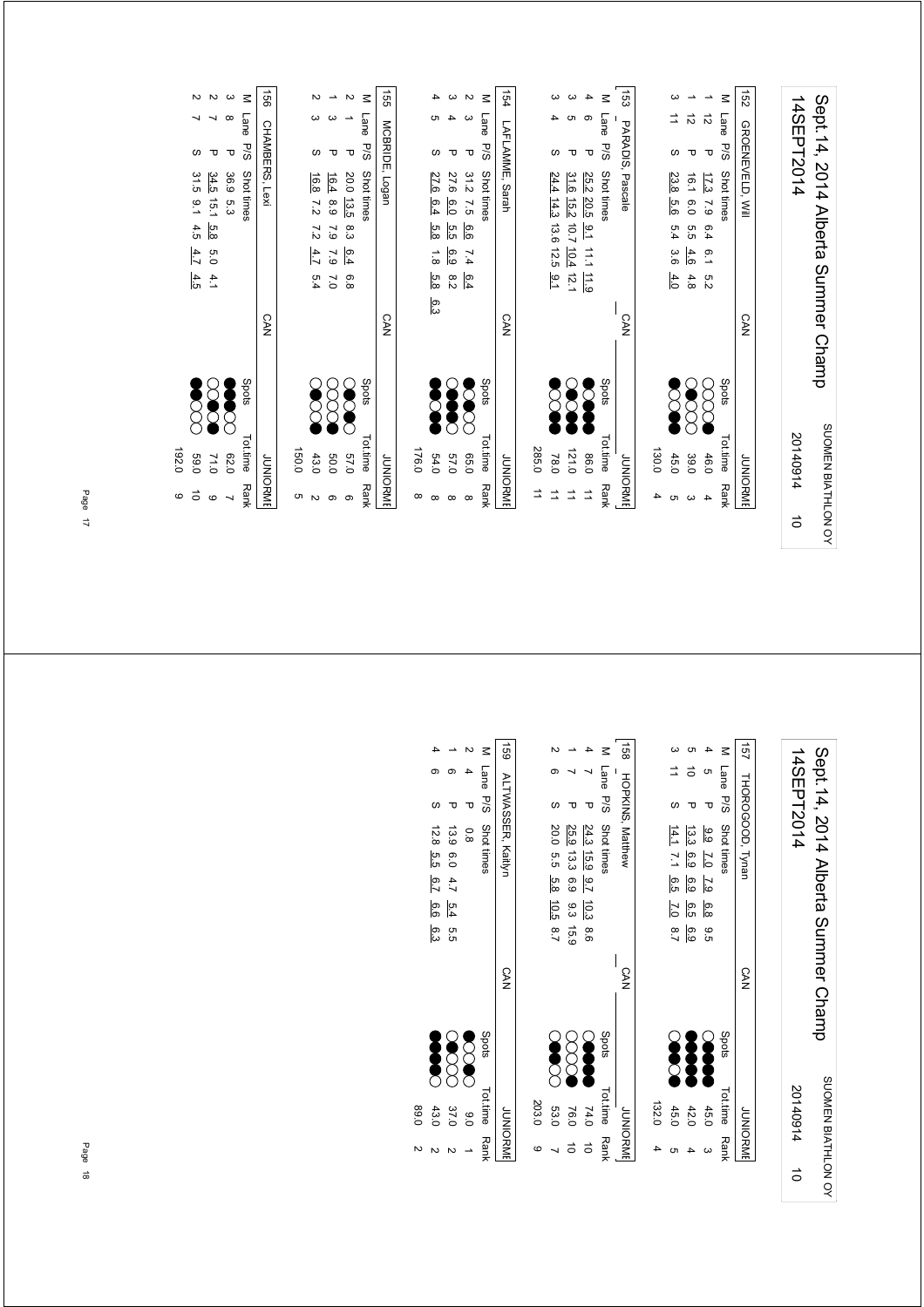# Sept.14, 2014 Alberta Summer Champ

14SEPT2014 — SUOMEN BIATHLON OY — 20140914 — 10

**152 GROENEVELD, Will — CAN — JUNIORME**

| M | Lane | P/S | Shot times | Tot.time | Rank |
|---|---|---|---|---|---|
| 1 | 12 | P | 17.3 7.9 6.4 6.1 5.2 | 46.0 | 4 |
| 1 | 12 | P | 16.1 6.0 5.5 4.6 4.8 | 39.0 | 3 |
| 3 | 11 | S | 23.8 5.6 5.4 3.6 4.0 | 45.0 | 5 |
| | | | | 130.0 | 4 |

**153 PARADIS, Pascale — CAN — JUNIORME**

| M | Lane | P/S | Shot times | Tot.time | Rank |
|---|---|---|---|---|---|
| 4 | 6 | P | 25.2 20.5 9.1 11.1 11.9 | 86.0 | 11 |
| 3 | 5 | P | 31.6 15.2 10.7 10.4 12.1 | 121.0 | 11 |
| 3 | 4 | S | 24.4 14.3 13.6 12.5 9.1 | 78.0 | 11 |
| | | | | 285.0 | 11 |

**154 LAFLAMME, Sarah — CAN — JUNIORME**

| M | Lane | P/S | Shot times | Tot.time | Rank |
|---|---|---|---|---|---|
| 2 | 3 | P | 31.2 7.5 6.6 7.4 6.4 | 65.0 | 8 |
| 3 | 4 | P | 27.6 6.0 5.5 6.9 8.2 | 57.0 | 8 |
| 4 | 5 | S | 27.6 6.4 5.8 1.8 5.8 6.3 | 54.0 | 8 |
| | | | | 176.0 | 8 |

**155 MCBRIDE, Logan — CAN — JUNIORME**

| M | Lane | P/S | Shot times | Tot.time | Rank |
|---|---|---|---|---|---|
| 2 | 1 | P | 20.0 13.5 8.3 6.4 6.8 | 57.0 | 6 |
| 1 | 3 | P | 16.4 8.9 7.9 7.9 7.0 | 50.0 | 6 |
| 2 | 3 | S | 16.8 7.2 7.2 4.7 5.4 | 43.0 | 2 |
| | | | | 150.0 | 5 |

**156 CHAMBERS, Lexi — CAN — JUNIORME**

| M | Lane | P/S | Shot times | Tot.time | Rank |
|---|---|---|---|---|---|
| 3 | 8 | P | 36.9 5.3 | 62.0 | 7 |
| 2 | 7 | P | 34.5 15.1 5.8 5.0 4.1 | 71.0 | 9 |
| 2 | 7 | S | 31.5 9.1 4.5 4.7 4.5 | 59.0 | 10 |
| | | | | 192.0 | 9 |

**157 THOROGOOD, Tynan — CAN — JUNIORME**

| M | Lane | P/S | Shot times | Tot.time | Rank |
|---|---|---|---|---|---|
| 4 | 5 | P | 9.9 7.0 7.9 6.8 9.5 | 45.0 | 3 |
| 5 | 10 | P | 13.3 6.9 6.9 6.5 6.9 | 42.0 | 4 |
| 3 | 11 | S | 14.1 7.1 6.5 7.0 8.7 | 45.0 | 5 |
| | | | | 132.0 | 4 |

**158 HOPKINS, Matthew — CAN — JUNIORME**

| M | Lane | P/S | Shot times | Tot.time | Rank |
|---|---|---|---|---|---|
| 4 | 7 | P | 24.3 15.9 9.7 10.3 8.6 | 74.0 | 10 |
| 1 | 7 | P | 25.9 13.3 6.9 9.3 15.9 | 76.0 | 10 |
| 2 | 6 | S | 20.0 5.5 5.8 10.5 8.7 | 53.0 | 7 |
| | | | | 203.0 | 9 |

**159 ALTWASSER, Kaitlyn — CAN — JUNIORME**

| M | Lane | P/S | Shot times | Tot.time | Rank |
|---|---|---|---|---|---|
| 2 | 4 | P | 0.8 | 9.0 | 1 |
| 1 | 6 | P | 13.9 6.0 4.7 5.4 5.5 | 37.0 | 2 |
| 4 | 6 | S | 12.8 5.5 6.7 6.6 6.3 | 43.0 | 2 |
| | | | | 89.0 | 2 |